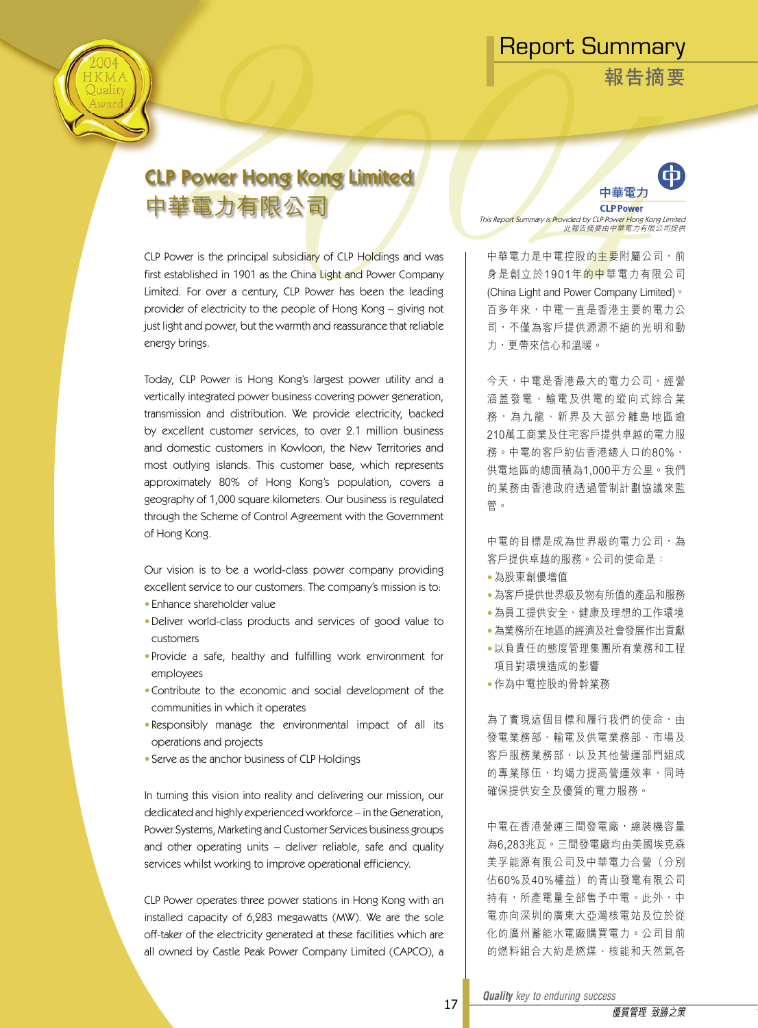# Report Summary
## 報告摘要

## CLP Power Hong Kong Limited
## 中華電力有限公司

中華電力
CLP Power

*This Report Summary is Provided by CLP Power Hong Kong Limited*
*此報告摘要由中華電力有限公司提供*

CLP Power is the principal subsidiary of CLP Holdings and was first established in 1901 as the China Light and Power Company Limited. For over a century, CLP Power has been the leading provider of electricity to the people of Hong Kong – giving not just light and power, but the warmth and reassurance that reliable energy brings.

Today, CLP Power is Hong Kong's largest power utility and a vertically integrated power business covering power generation, transmission and distribution. We provide electricity, backed by excellent customer services, to over 2.1 million business and domestic customers in Kowloon, the New Territories and most outlying islands. This customer base, which represents approximately 80% of Hong Kong's population, covers a geography of 1,000 square kilometers. Our business is regulated through the Scheme of Control Agreement with the Government of Hong Kong.

Our vision is to be a world-class power company providing excellent service to our customers. The company's mission is to:

- Enhance shareholder value
- Deliver world-class products and services of good value to customers
- Provide a safe, healthy and fulfilling work environment for employees
- Contribute to the economic and social development of the communities in which it operates
- Responsibly manage the environmental impact of all its operations and projects
- Serve as the anchor business of CLP Holdings

In turning this vision into reality and delivering our mission, our dedicated and highly experienced workforce – in the Generation, Power Systems, Marketing and Customer Services business groups and other operating units – deliver reliable, safe and quality services whilst working to improve operational efficiency.

CLP Power operates three power stations in Hong Kong with an installed capacity of 6,283 megawatts (MW). We are the sole off-taker of the electricity generated at these facilities which are all owned by Castle Peak Power Company Limited (CAPCO), a

中華電力是中電控股的主要附屬公司，前身是創立於1901年的中華電力有限公司(China Light and Power Company Limited)。百多年來，中電一直是香港主要的電力公司，不僅為客戶提供源源不絕的光明和動力，更帶來信心和溫暖。

今天，中電是香港最大的電力公司，經營涵蓋發電、輸電及供電的縱向式綜合業務，為九龍、新界及大部分離島地區逾210萬工商業及住宅客戶提供卓越的電力服務。中電的客戶約佔香港總人口的80%，供電地區的總面積為1,000平方公里。我們的業務由香港政府透過管制計劃協議來監管。

中電的目標是成為世界級的電力公司，為客戶提供卓越的服務。公司的使命是：

- 為股東創優增值
- 為客戶提供世界級及物有所值的產品和服務
- 為員工提供安全、健康及理想的工作環境
- 為業務所在地區的經濟及社會發展作出貢獻
- 以負責任的態度管理集團所有業務和工程項目對環境造成的影響
- 作為中電控股的骨幹業務

為了實現這個目標和履行我們的使命，由發電業務部、輸電及供電業務部、市場及客戶服務業務部，以及其他營運部門組成的專業隊伍，均竭力提高營運效率，同時確保提供安全及優質的電力服務。

中電在香港營運三間發電廠，總裝機容量為6,283兆瓦。三間發電廠均由美國埃克森美孚能源有限公司及中華電力合營（分別佔60%及40%權益）的青山發電有限公司持有，所產電量全部售予中電。此外，中電亦向深圳的廣東大亞灣核電站及位於從化的廣州蓄能水電廠購買電力。公司目前的燃料組合大約是燃煤、核能和天然氣各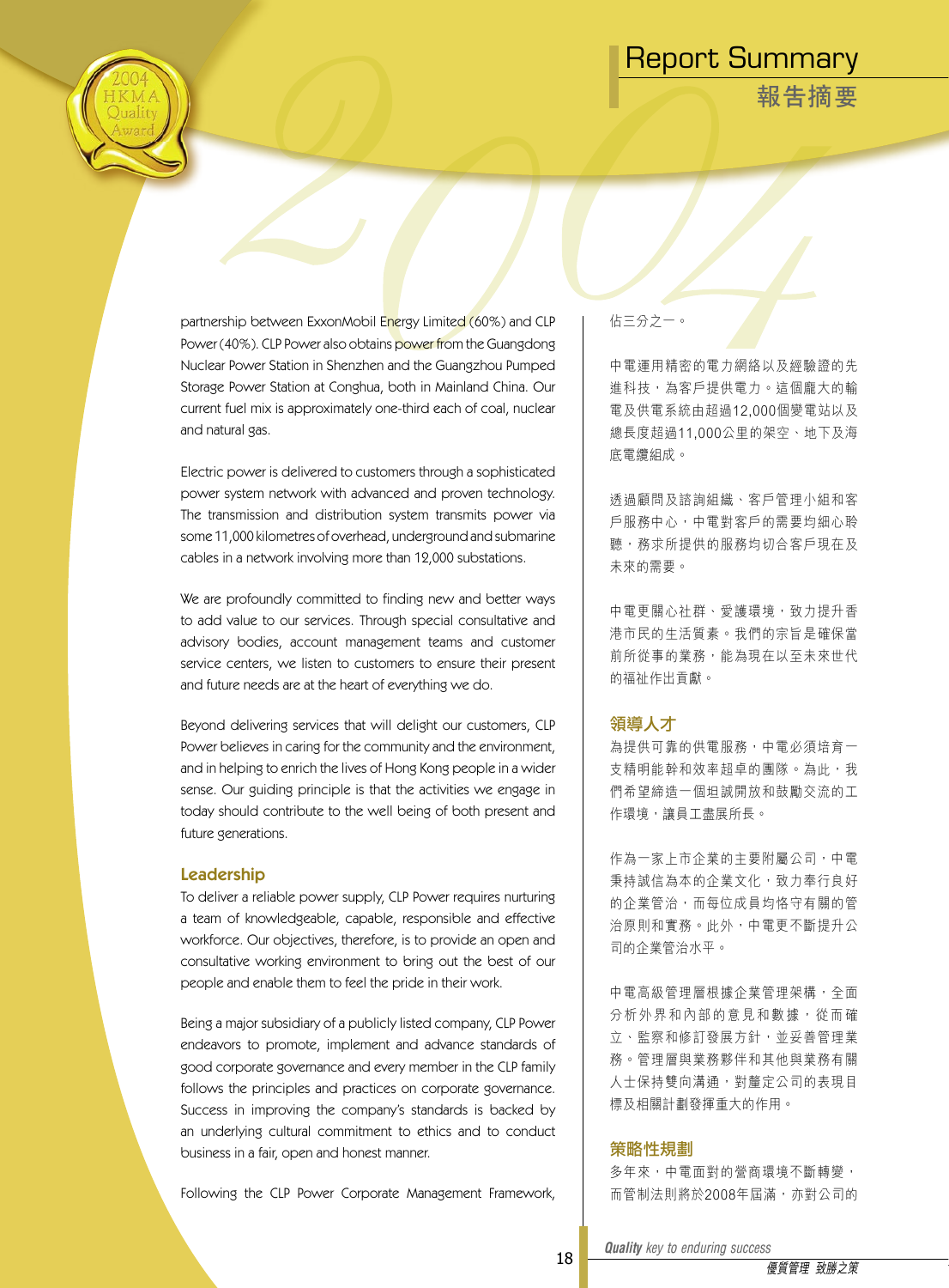partnership between ExxonMobil Energy Limited (60%) and CLP Power (40%). CLP Power also obtains power from the Guangdong Nuclear Power Station in Shenzhen and the Guangzhou Pumped Storage Power Station at Conghua, both in Mainland China. Our current fuel mix is approximately one-third each of coal, nuclear and natural gas.

Electric power is delivered to customers through a sophisticated power system network with advanced and proven technology. The transmission and distribution system transmits power via some 11,000 kilometres of overhead, underground and submarine cables in a network involving more than 12,000 substations.

We are profoundly committed to finding new and better ways to add value to our services. Through special consultative and advisory bodies, account management teams and customer service centers, we listen to customers to ensure their present and future needs are at the heart of everything we do.

Beyond delivering services that will delight our customers, CLP Power believes in caring for the community and the environment, and in helping to enrich the lives of Hong Kong people in a wider sense. Our guiding principle is that the activities we engage in today should contribute to the well being of both present and future generations.

## Leadership

To deliver a reliable power supply, CLP Power requires nurturing a team of knowledgeable, capable, responsible and effective workforce. Our objectives, therefore, is to provide an open and consultative working environment to bring out the best of our people and enable them to feel the pride in their work.

Being a major subsidiary of a publicly listed company, CLP Power endeavors to promote, implement and advance standards of good corporate governance and every member in the CLP family follows the principles and practices on corporate governance. Success in improving the company's standards is backed by an underlying cultural commitment to ethics and to conduct business in a fair, open and honest manner.

Following the CLP Power Corporate Management Framework,

佔三分之一。

中電運用精密的電力網絡以及經驗證的先進科技，為客戶提供電力。這個龐大的輸電及供電系統由超過12,000個變電站以及總長度超過11,000公里的架空、地下及海底電纜組成。

透過顧問及諮詢組織、客戶管理小組和客戶服務中心，中電對客戶的需要均細心聆聽，務求所提供的服務均切合客戶現在及未來的需要。

中電更關心社群、愛護環境，致力提升香港市民的生活質素。我們的宗旨是確保當前所從事的業務，能為現在以至未來世代的福祉作出貢獻。

## 領導人才

為提供可靠的供電服務，中電必須培育一支精明能幹和效率超卓的團隊。為此，我們希望締造一個坦誠開放和鼓勵交流的工作環境，讓員工盡展所長。

作為一家上市企業的主要附屬公司，中電秉持誠信為本的企業文化，致力奉行良好的企業管治，而每位成員均恪守有關的管治原則和實務。此外，中電更不斷提升公司的企業管治水平。

中電高級管理層根據企業管理架構，全面分析外界和內部的意見和數據，從而確立、監察和修訂發展方針，並妥善管理業務。管理層與業務夥伴和其他與業務有關人士保持雙向溝通，對釐定公司的表現目標及相關計劃發揮重大的作用。

## 策略性規劃

多年來，中電面對的營商環境不斷轉變，而管制法則將於2008年屆滿，亦對公司的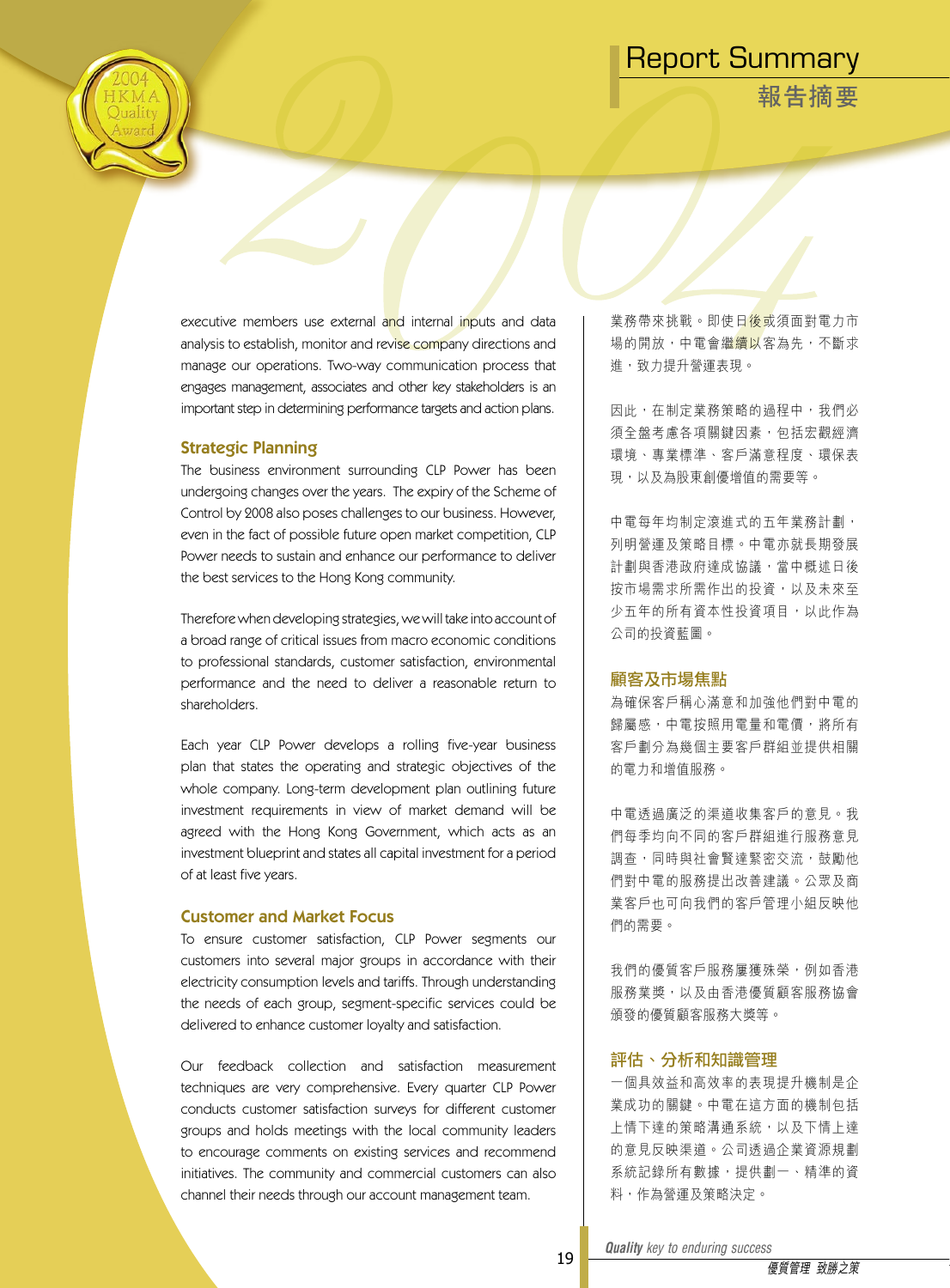executive members use external and internal inputs and data analysis to establish, monitor and revise company directions and manage our operations. Two-way communication process that engages management, associates and other key stakeholders is an important step in determining performance targets and action plans.

## Strategic Planning

The business environment surrounding CLP Power has been undergoing changes over the years. The expiry of the Scheme of Control by 2008 also poses challenges to our business. However, even in the fact of possible future open market competition, CLP Power needs to sustain and enhance our performance to deliver the best services to the Hong Kong community.

Therefore when developing strategies, we will take into account of a broad range of critical issues from macro economic conditions to professional standards, customer satisfaction, environmental performance and the need to deliver a reasonable return to shareholders.

Each year CLP Power develops a rolling five-year business plan that states the operating and strategic objectives of the whole company. Long-term development plan outlining future investment requirements in view of market demand will be agreed with the Hong Kong Government, which acts as an investment blueprint and states all capital investment for a period of at least five years.

## Customer and Market Focus

To ensure customer satisfaction, CLP Power segments our customers into several major groups in accordance with their electricity consumption levels and tariffs. Through understanding the needs of each group, segment-specific services could be delivered to enhance customer loyalty and satisfaction.

Our feedback collection and satisfaction measurement techniques are very comprehensive. Every quarter CLP Power conducts customer satisfaction surveys for different customer groups and holds meetings with the local community leaders to encourage comments on existing services and recommend initiatives. The community and commercial customers can also channel their needs through our account management team.

業務帶來挑戰。即使日後或須面對電力市場的開放，中電會繼續以客為先，不斷求進，致力提升營運表現。

因此，在制定業務策略的過程中，我們必須全盤考慮各項關鍵因素，包括宏觀經濟環境、專業標準、客戶滿意程度、環保表現，以及為股東創優增值的需要等。

中電每年均制定滾進式的五年業務計劃，列明營運及策略目標。中電亦就長期發展計劃與香港政府達成協議，當中概述日後按市場需求所需作出的投資，以及未來至少五年的所有資本性投資項目，以此作為公司的投資藍圖。

## 顧客及市場焦點

為確保客戶稱心滿意和加強他們對中電的歸屬感，中電按照用電量和電價，將所有客戶劃分為幾個主要客戶群組並提供相關的電力和增值服務。

中電透過廣泛的渠道收集客戶的意見。我們每季均向不同的客戶群組進行服務意見調查，同時與社會賢達緊密交流，鼓勵他們對中電的服務提出改善建議。公眾及商業客戶也可向我們的客戶管理小組反映他們的需要。

我們的優質客戶服務屢獲殊榮，例如香港服務業獎，以及由香港優質顧客服務協會頒發的優質顧客服務大獎等。

## 評估、分析和知識管理

一個具效益和高效率的表現提升機制是企業成功的關鍵。中電在這方面的機制包括上情下達的策略溝通系統，以及下情上達的意見反映渠道。公司透過企業資源規劃系統記錄所有數據，提供劃一、精準的資料，作為營運及策略決定。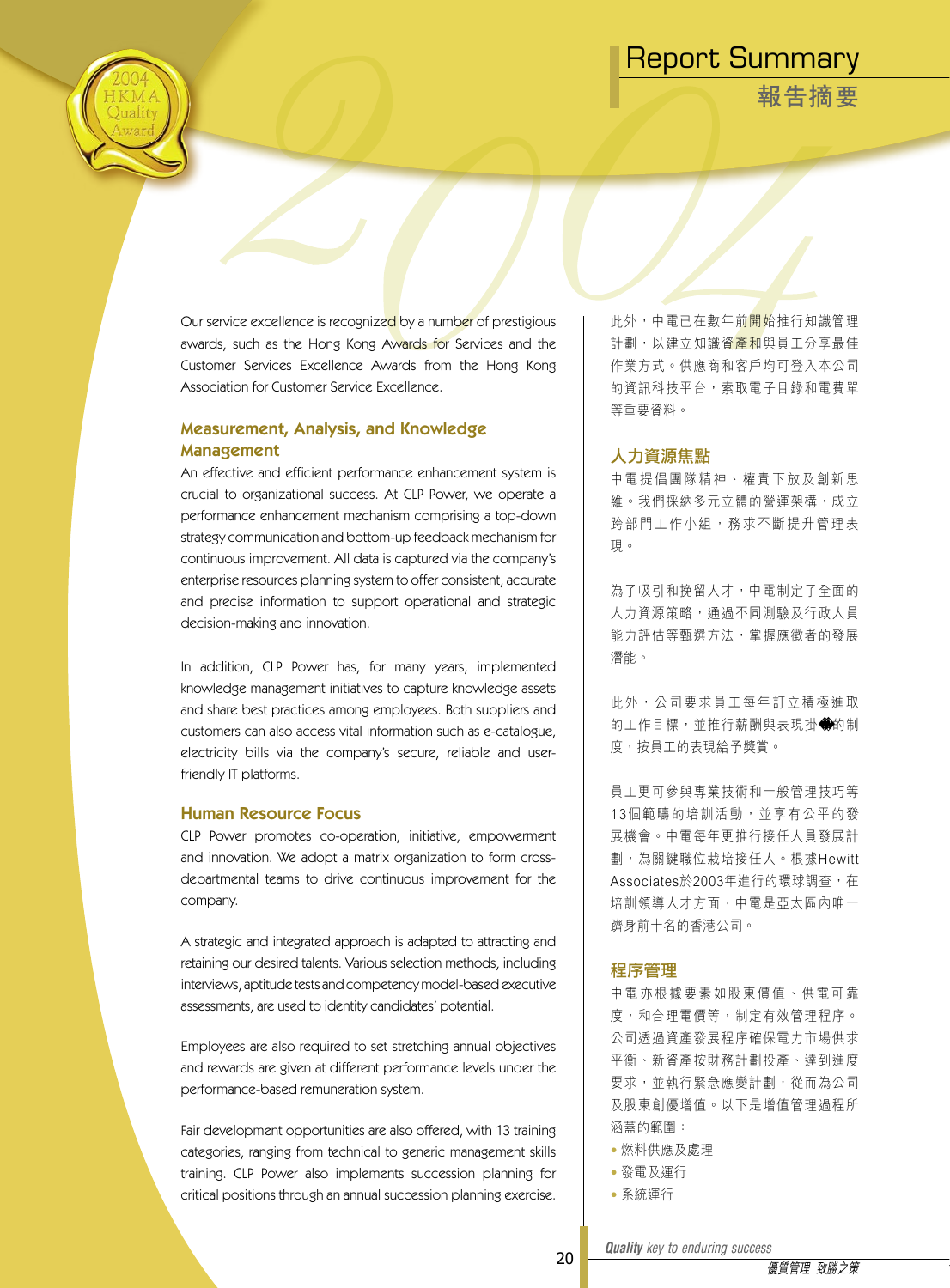# Report Summary

## 報告摘要

Our service excellence is recognized by a number of prestigious awards, such as the Hong Kong Awards for Services and the Customer Services Excellence Awards from the Hong Kong Association for Customer Service Excellence.

### Measurement, Analysis, and Knowledge Management

An effective and efficient performance enhancement system is crucial to organizational success. At CLP Power, we operate a performance enhancement mechanism comprising a top-down strategy communication and bottom-up feedback mechanism for continuous improvement. All data is captured via the company's enterprise resources planning system to offer consistent, accurate and precise information to support operational and strategic decision-making and innovation.

In addition, CLP Power has, for many years, implemented knowledge management initiatives to capture knowledge assets and share best practices among employees. Both suppliers and customers can also access vital information such as e-catalogue, electricity bills via the company's secure, reliable and user-friendly IT platforms.

### Human Resource Focus

CLP Power promotes co-operation, initiative, empowerment and innovation. We adopt a matrix organization to form cross-departmental teams to drive continuous improvement for the company.

A strategic and integrated approach is adapted to attracting and retaining our desired talents. Various selection methods, including interviews, aptitude tests and competency model-based executive assessments, are used to identity candidates' potential.

Employees are also required to set stretching annual objectives and rewards are given at different performance levels under the performance-based remuneration system.

Fair development opportunities are also offered, with 13 training categories, ranging from technical to generic management skills training. CLP Power also implements succession planning for critical positions through an annual succession planning exercise.

此外，中電已在數年前開始推行知識管理計劃，以建立知識資產和與員工分享最佳作業方式。供應商和客戶均可登入本公司的資訊科技平台，索取電子目錄和電費單等重要資料。

### 人力資源焦點

中電提倡團隊精神、權責下放及創新思維。我們採納多元立體的營運架構，成立跨部門工作小組，務求不斷提升管理表現。

為了吸引和挽留人才，中電制定了全面的人力資源策略，通過不同測驗及行政人員能力評估等甄選方法，掌握應徵者的發展潛能。

此外，公司要求員工每年訂立積極進取的工作目標，並推行薪酬與表現掛鈎的制度，按員工的表現給予獎賞。

員工更可參與專業技術和一般管理技巧等13個範疇的培訓活動，並享有公平的發展機會。中電每年更推行接任人員發展計劃，為關鍵職位栽培接任人。根據Hewitt Associates於2003年進行的環球調查，在培訓領導人才方面，中電是亞太區內唯一躋身前十名的香港公司。

### 程序管理

中電亦根據要素如股東價值、供電可靠度，和合理電價等，制定有效管理程序。公司透過資產發展程序確保電力市場供求平衡、新資產按財務計劃投產、達到進度要求，並執行緊急應變計劃，從而為公司及股東創優增值。以下是增值管理過程所涵蓋的範圍：

- 燃料供應及處理
- 發電及運行
- 系統運行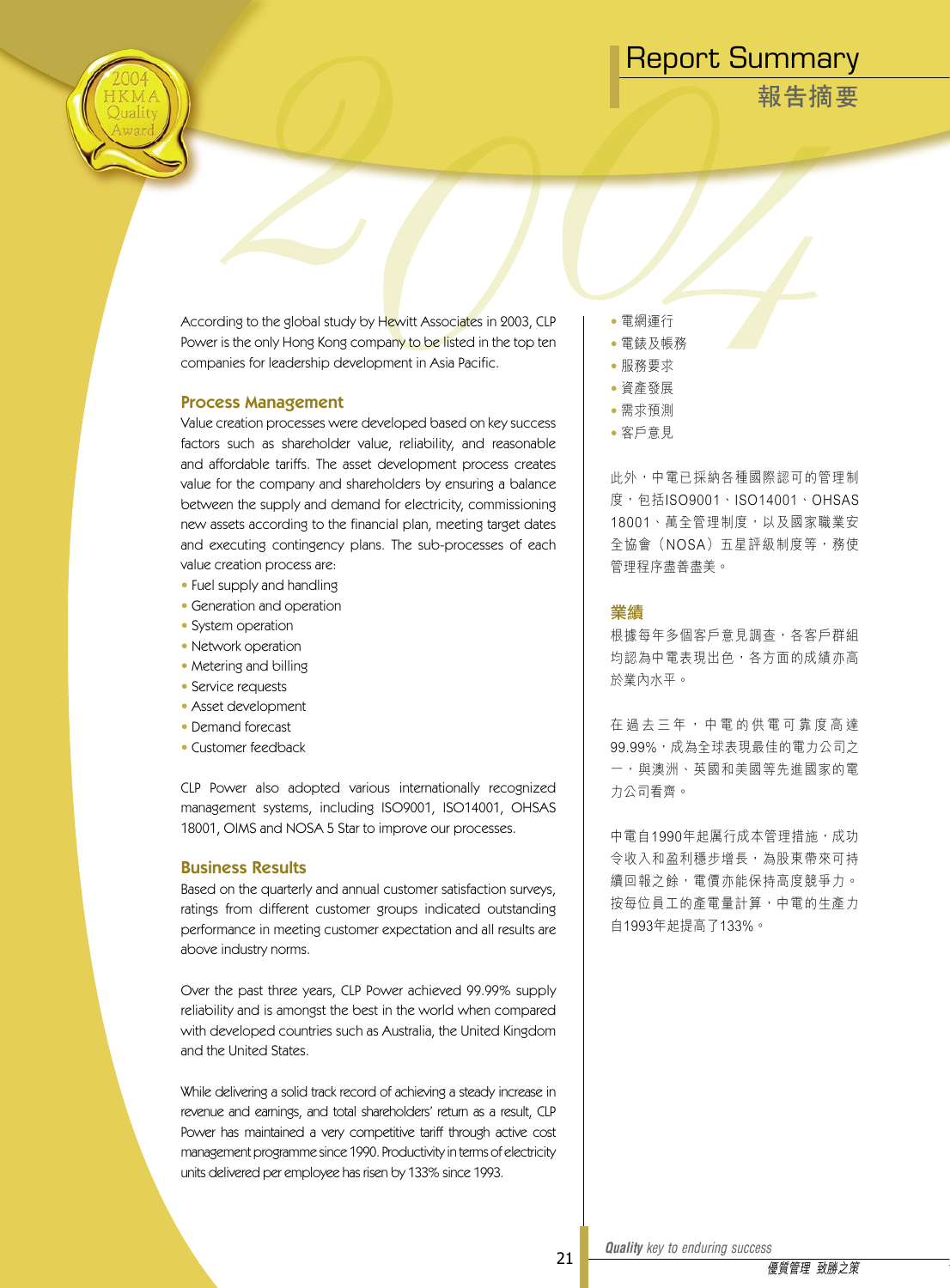# Report Summary

# 報告摘要

According to the global study by Hewitt Associates in 2003, CLP Power is the only Hong Kong company to be listed in the top ten companies for leadership development in Asia Pacific.

## Process Management

Value creation processes were developed based on key success factors such as shareholder value, reliability, and reasonable and affordable tariffs. The asset development process creates value for the company and shareholders by ensuring a balance between the supply and demand for electricity, commissioning new assets according to the financial plan, meeting target dates and executing contingency plans. The sub-processes of each value creation process are:

- Fuel supply and handling
- Generation and operation
- System operation
- Network operation
- Metering and billing
- Service requests
- Asset development
- Demand forecast
- Customer feedback

CLP Power also adopted various internationally recognized management systems, including ISO9001, ISO14001, OHSAS 18001, OIMS and NOSA 5 Star to improve our processes.

## Business Results

Based on the quarterly and annual customer satisfaction surveys, ratings from different customer groups indicated outstanding performance in meeting customer expectation and all results are above industry norms.

Over the past three years, CLP Power achieved 99.99% supply reliability and is amongst the best in the world when compared with developed countries such as Australia, the United Kingdom and the United States.

While delivering a solid track record of achieving a steady increase in revenue and earnings, and total shareholders' return as a result, CLP Power has maintained a very competitive tariff through active cost management programme since 1990. Productivity in terms of electricity units delivered per employee has risen by 133% since 1993.

- 電網運行
- 電錶及帳務
- 服務要求
- 資產發展
- 需求預測
- 客戶意見

此外，中電已採納各種國際認可的管理制度，包括ISO9001、ISO14001、OHSAS 18001、萬全管理制度，以及國家職業安全協會（NOSA）五星評級制度等，務使管理程序盡善盡美。

## 業績

根據每年多個客戶意見調查，各客戶群組均認為中電表現出色，各方面的成績亦高於業內水平。

在過去三年，中電的供電可靠度高達99.99%，成為全球表現最佳的電力公司之一，與澳洲、英國和美國等先進國家的電力公司看齊。

中電自1990年起厲行成本管理措施，成功令收入和盈利穩步增長，為股東帶來可持續回報之餘，電價亦能保持高度競爭力。按每位員工的產電量計算，中電的生產力自1993年起提高了133%。